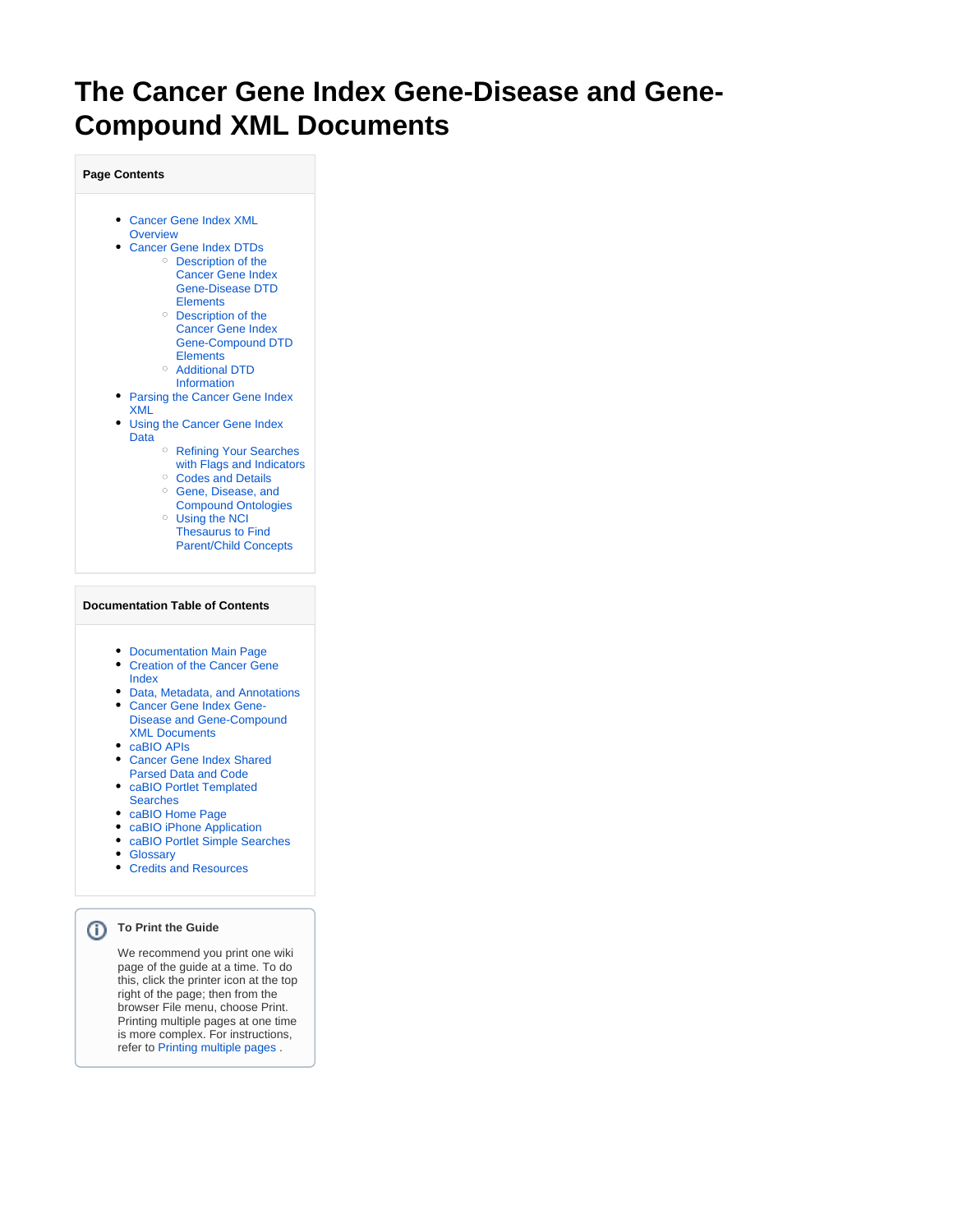# The Cancer Gene Index Gene-Disease and Gene-Compound XML Documents

**Page Contents**

- Cancer Gene Index XML Overview
- Cancer Gene Index DTDs
  - Description of the Cancer Gene Index Gene-Disease DTD Elements
  - Description of the Cancer Gene Index Gene-Compound DTD Elements
  - Additional DTD Information
- Parsing the Cancer Gene Index XML
- Using the Cancer Gene Index Data
  - Refining Your Searches with Flags and Indicators
  - Codes and Details
  - Gene, Disease, and Compound Ontologies
  - Using the NCI Thesaurus to Find Parent/Child Concepts

**Documentation Table of Contents**

- Documentation Main Page
- Creation of the Cancer Gene Index
- Data, Metadata, and Annotations
- Cancer Gene Index Gene-Disease and Gene-Compound XML Documents
- caBIO APIs
- Cancer Gene Index Shared Parsed Data and Code
- caBIO Portlet Templated Searches
- caBIO Home Page
- caBIO iPhone Application
- caBIO Portlet Simple Searches
- Glossary
- Credits and Resources

**To Print the Guide**

We recommend you print one wiki page of the guide at a time. To do this, click the printer icon at the top right of the page; then from the browser File menu, choose Print. Printing multiple pages at one time is more complex. For instructions, refer to Printing multiple pages .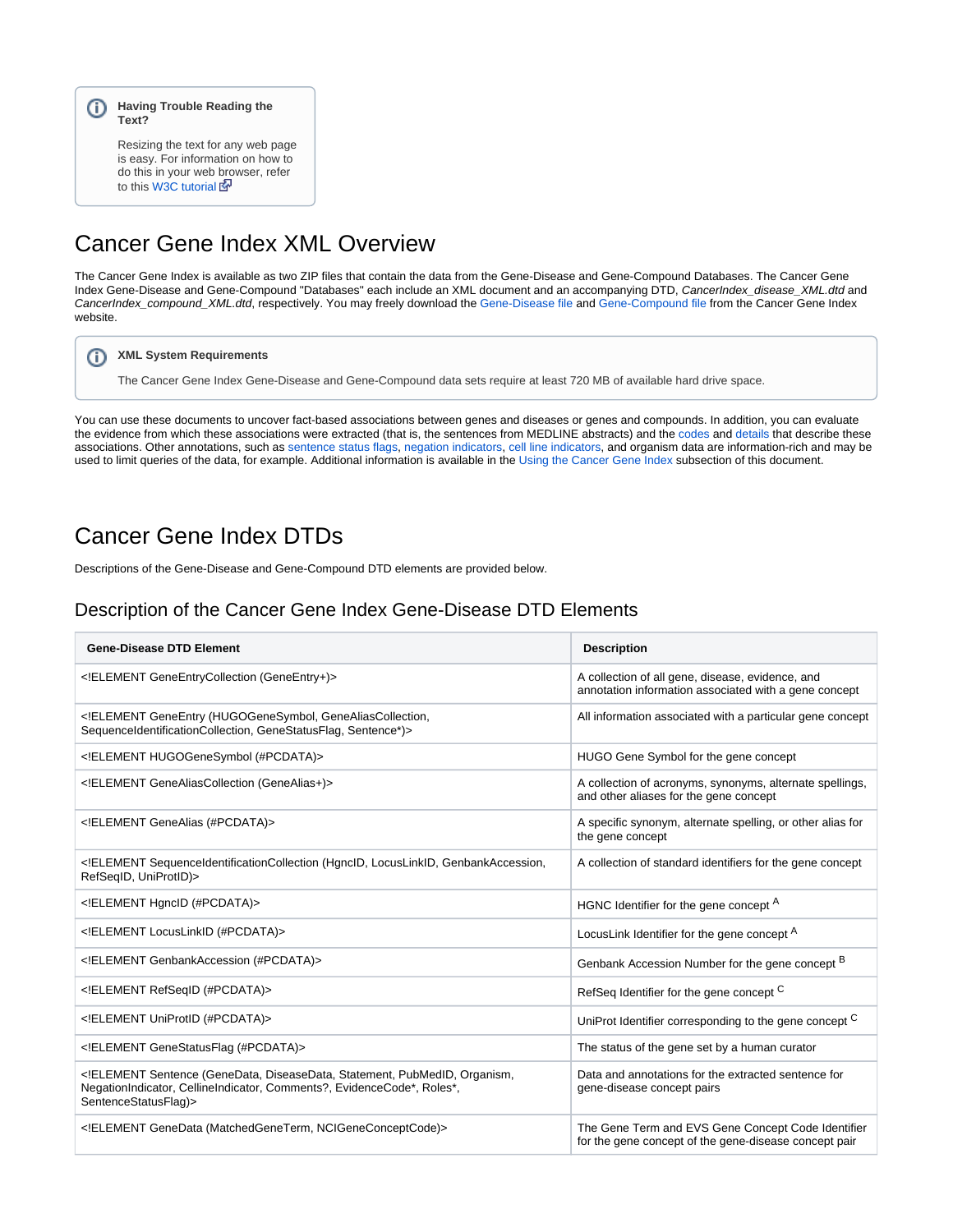> **Having Trouble Reading the Text?**
>
> Resizing the text for any web page is easy. For information on how to do this in your web browser, refer to this W3C tutorial

# Cancer Gene Index XML Overview

The Cancer Gene Index is available as two ZIP files that contain the data from the Gene-Disease and Gene-Compound Databases. The Cancer Gene Index Gene-Disease and Gene-Compound "Databases" each include an XML document and an accompanying DTD, *CancerIndex_disease_XML.dtd* and *CancerIndex_compound_XML.dtd*, respectively. You may freely download the Gene-Disease file and Gene-Compound file from the Cancer Gene Index website.

> **XML System Requirements**
>
> The Cancer Gene Index Gene-Disease and Gene-Compound data sets require at least 720 MB of available hard drive space.

You can use these documents to uncover fact-based associations between genes and diseases or genes and compounds. In addition, you can evaluate the evidence from which these associations were extracted (that is, the sentences from MEDLINE abstracts) and the codes and details that describe these associations. Other annotations, such as sentence status flags, negation indicators, cell line indicators, and organism data are information-rich and may be used to limit queries of the data, for example. Additional information is available in the Using the Cancer Gene Index subsection of this document.

# Cancer Gene Index DTDs

Descriptions of the Gene-Disease and Gene-Compound DTD elements are provided below.

## Description of the Cancer Gene Index Gene-Disease DTD Elements

| Gene-Disease DTD Element | Description |
|---|---|
| <!ELEMENT GeneEntryCollection (GeneEntry+)> | A collection of all gene, disease, evidence, and annotation information associated with a gene concept |
| <!ELEMENT GeneEntry (HUGOGeneSymbol, GeneAliasCollection, SequenceIdentificationCollection, GeneStatusFlag, Sentence*)> | All information associated with a particular gene concept |
| <!ELEMENT HUGOGeneSymbol (#PCDATA)> | HUGO Gene Symbol for the gene concept |
| <!ELEMENT GeneAliasCollection (GeneAlias+)> | A collection of acronyms, synonyms, alternate spellings, and other aliases for the gene concept |
| <!ELEMENT GeneAlias (#PCDATA)> | A specific synonym, alternate spelling, or other alias for the gene concept |
| <!ELEMENT SequenceIdentificationCollection (HgncID, LocusLinkID, GenbankAccession, RefSeqID, UniProtID)> | A collection of standard identifiers for the gene concept |
| <!ELEMENT HgncID (#PCDATA)> | HGNC Identifier for the gene concept [A] |
| <!ELEMENT LocusLinkID (#PCDATA)> | LocusLink Identifier for the gene concept [A] |
| <!ELEMENT GenbankAccession (#PCDATA)> | Genbank Accession Number for the gene concept [B] |
| <!ELEMENT RefSeqID (#PCDATA)> | RefSeq Identifier for the gene concept [C] |
| <!ELEMENT UniProtID (#PCDATA)> | UniProt Identifier corresponding to the gene concept [C] |
| <!ELEMENT GeneStatusFlag (#PCDATA)> | The status of the gene set by a human curator |
| <!ELEMENT Sentence (GeneData, DiseaseData, Statement, PubMedID, Organism, NegationIndicator, CellineIndicator, Comments?, EvidenceCode*, Roles*, SentenceStatusFlag)> | Data and annotations for the extracted sentence for gene-disease concept pairs |
| <!ELEMENT GeneData (MatchedGeneTerm, NCIGeneConceptCode)> | The Gene Term and EVS Gene Concept Code Identifier for the gene concept of the gene-disease concept pair |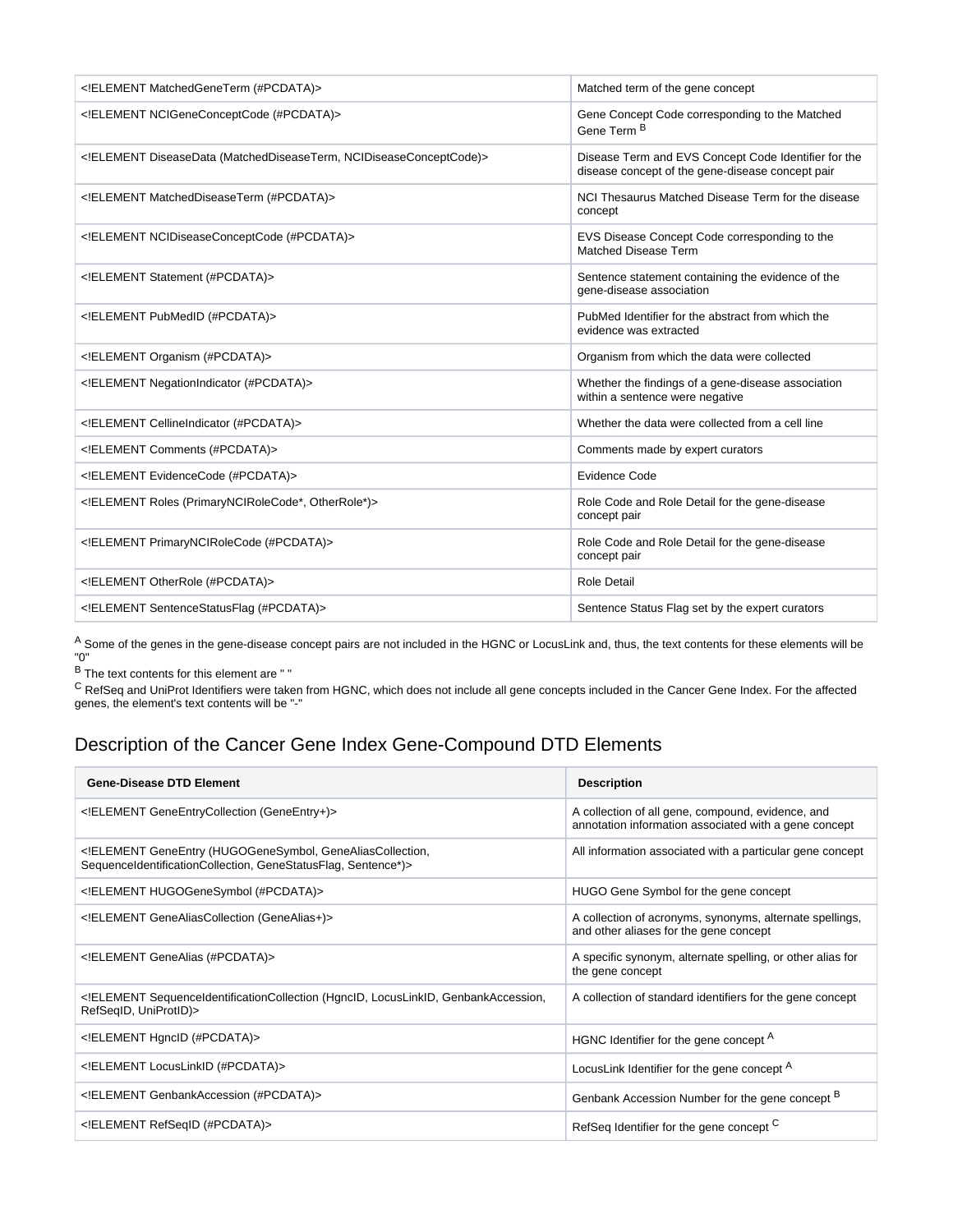| | |
|---|---|
| <!ELEMENT MatchedGeneTerm (#PCDATA)> | Matched term of the gene concept |
| <!ELEMENT NCIGeneConceptCode (#PCDATA)> | Gene Concept Code corresponding to the Matched Gene Term [B] |
| <!ELEMENT DiseaseData (MatchedDiseaseTerm, NCIDiseaseConceptCode)> | Disease Term and EVS Concept Code Identifier for the disease concept of the gene-disease concept pair |
| <!ELEMENT MatchedDiseaseTerm (#PCDATA)> | NCI Thesaurus Matched Disease Term for the disease concept |
| <!ELEMENT NCIDiseaseConceptCode (#PCDATA)> | EVS Disease Concept Code corresponding to the Matched Disease Term |
| <!ELEMENT Statement (#PCDATA)> | Sentence statement containing the evidence of the gene-disease association |
| <!ELEMENT PubMedID (#PCDATA)> | PubMed Identifier for the abstract from which the evidence was extracted |
| <!ELEMENT Organism (#PCDATA)> | Organism from which the data were collected |
| <!ELEMENT NegationIndicator (#PCDATA)> | Whether the findings of a gene-disease association within a sentence were negative |
| <!ELEMENT CellineIndicator (#PCDATA)> | Whether the data were collected from a cell line |
| <!ELEMENT Comments (#PCDATA)> | Comments made by expert curators |
| <!ELEMENT EvidenceCode (#PCDATA)> | Evidence Code |
| <!ELEMENT Roles (PrimaryNCIRoleCode*, OtherRole*)> | Role Code and Role Detail for the gene-disease concept pair |
| <!ELEMENT PrimaryNCIRoleCode (#PCDATA)> | Role Code and Role Detail for the gene-disease concept pair |
| <!ELEMENT OtherRole (#PCDATA)> | Role Detail |
| <!ELEMENT SentenceStatusFlag (#PCDATA)> | Sentence Status Flag set by the expert curators |

[A] Some of the genes in the gene-disease concept pairs are not included in the HGNC or LocusLink and, thus, the text contents for these elements will be "0"

[B] The text contents for this element are " "

[C] RefSeq and UniProt Identifiers were taken from HGNC, which does not include all gene concepts included in the Cancer Gene Index. For the affected genes, the element's text contents will be "-"

## Description of the Cancer Gene Index Gene-Compound DTD Elements

| Gene-Disease DTD Element | Description |
|---|---|
| <!ELEMENT GeneEntryCollection (GeneEntry+)> | A collection of all gene, compound, evidence, and annotation information associated with a gene concept |
| <!ELEMENT GeneEntry (HUGOGeneSymbol, GeneAliasCollection, SequenceIdentificationCollection, GeneStatusFlag, Sentence*)> | All information associated with a particular gene concept |
| <!ELEMENT HUGOGeneSymbol (#PCDATA)> | HUGO Gene Symbol for the gene concept |
| <!ELEMENT GeneAliasCollection (GeneAlias+)> | A collection of acronyms, synonyms, alternate spellings, and other aliases for the gene concept |
| <!ELEMENT GeneAlias (#PCDATA)> | A specific synonym, alternate spelling, or other alias for the gene concept |
| <!ELEMENT SequenceIdentificationCollection (HgncId, LocusLinkId, GenbankAccession, RefSeqID, UniProtID)> | A collection of standard identifiers for the gene concept |
| <!ELEMENT HgncID (#PCDATA)> | HGNC Identifier for the gene concept [A] |
| <!ELEMENT LocusLinkID (#PCDATA)> | LocusLink Identifier for the gene concept [A] |
| <!ELEMENT GenbankAccession (#PCDATA)> | Genbank Accession Number for the gene concept [B] |
| <!ELEMENT RefSeqID (#PCDATA)> | RefSeq Identifier for the gene concept [C] |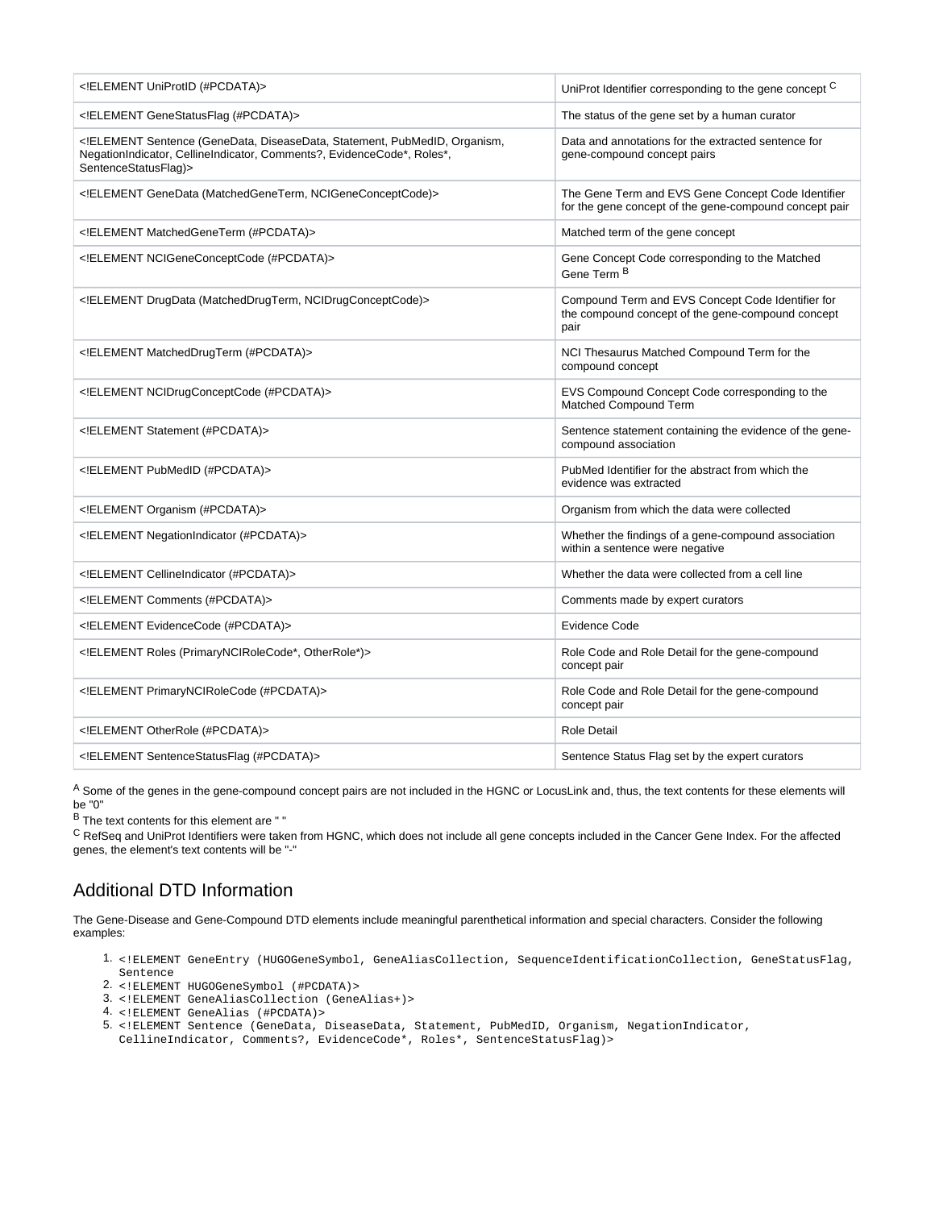| | |
|---|---|
| <!ELEMENT UniProtID (#PCDATA)> | UniProt Identifier corresponding to the gene concept [C] |
| <!ELEMENT GeneStatusFlag (#PCDATA)> | The status of the gene set by a human curator |
| <!ELEMENT Sentence (GeneData, DiseaseData, Statement, PubMedID, Organism, NegationIndicator, CellineIndicator, Comments?, EvidenceCode*, Roles*, SentenceStatusFlag)> | Data and annotations for the extracted sentence for gene-compound concept pairs |
| <!ELEMENT GeneData (MatchedGeneTerm, NCIGeneConceptCode)> | The Gene Term and EVS Gene Concept Code Identifier for the gene concept of the gene-compound concept pair |
| <!ELEMENT MatchedGeneTerm (#PCDATA)> | Matched term of the gene concept |
| <!ELEMENT NCIGeneConceptCode (#PCDATA)> | Gene Concept Code corresponding to the Matched Gene Term [B] |
| <!ELEMENT DrugData (MatchedDrugTerm, NCIDrugConceptCode)> | Compound Term and EVS Concept Code Identifier for the compound concept of the gene-compound concept pair |
| <!ELEMENT MatchedDrugTerm (#PCDATA)> | NCI Thesaurus Matched Compound Term for the compound concept |
| <!ELEMENT NCIDrugConceptCode (#PCDATA)> | EVS Compound Concept Code corresponding to the Matched Compound Term |
| <!ELEMENT Statement (#PCDATA)> | Sentence statement containing the evidence of the gene-compound association |
| <!ELEMENT PubMedID (#PCDATA)> | PubMed Identifier for the abstract from which the evidence was extracted |
| <!ELEMENT Organism (#PCDATA)> | Organism from which the data were collected |
| <!ELEMENT NegationIndicator (#PCDATA)> | Whether the findings of a gene-compound association within a sentence were negative |
| <!ELEMENT CellineIndicator (#PCDATA)> | Whether the data were collected from a cell line |
| <!ELEMENT Comments (#PCDATA)> | Comments made by expert curators |
| <!ELEMENT EvidenceCode (#PCDATA)> | Evidence Code |
| <!ELEMENT Roles (PrimaryNCIRoleCode*, OtherRole*)> | Role Code and Role Detail for the gene-compound concept pair |
| <!ELEMENT PrimaryNCIRoleCode (#PCDATA)> | Role Code and Role Detail for the gene-compound concept pair |
| <!ELEMENT OtherRole (#PCDATA)> | Role Detail |
| <!ELEMENT SentenceStatusFlag (#PCDATA)> | Sentence Status Flag set by the expert curators |

[A] Some of the genes in the gene-compound concept pairs are not included in the HGNC or LocusLink and, thus, the text contents for these elements will be "0"

[B] The text contents for this element are " "

[C] RefSeq and UniProt Identifiers were taken from HGNC, which does not include all gene concepts included in the Cancer Gene Index. For the affected genes, the element's text contents will be "-"

## Additional DTD Information

The Gene-Disease and Gene-Compound DTD elements include meaningful parenthetical information and special characters. Consider the following examples:

1. `<!ELEMENT GeneEntry (HUGOGeneSymbol, GeneAliasCollection, SequenceIdentificationCollection, GeneStatusFlag, Sentence`
2. `<!ELEMENT HUGOGeneSymbol (#PCDATA)>`
3. `<!ELEMENT GeneAliasCollection (GeneAlias+)>`
4. `<!ELEMENT GeneAlias (#PCDATA)>`
5. `<!ELEMENT Sentence (GeneData, DiseaseData, Statement, PubMedID, Organism, NegationIndicator, CellineIndicator, Comments?, EvidenceCode*, Roles*, SentenceStatusFlag)>`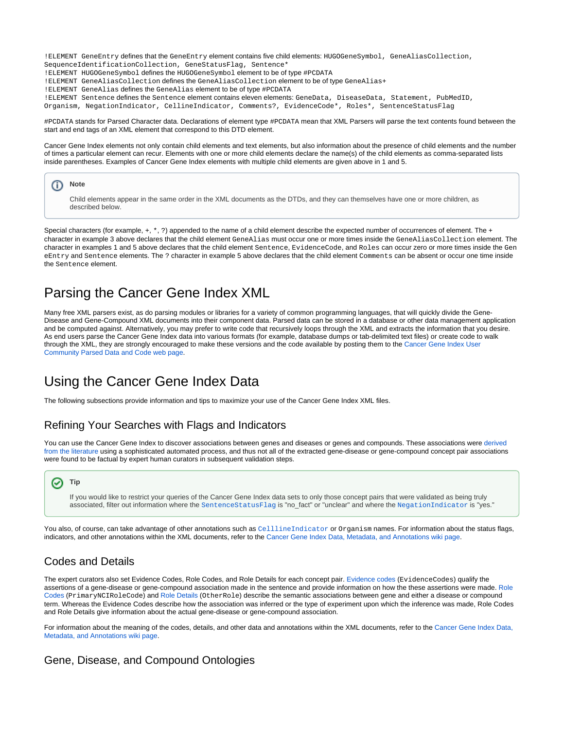`!ELEMENT GeneEntry` defines that the `GeneEntry` element contains five child elements: `HUGOGeneSymbol, GeneAliasCollection, SequenceIdentificationCollection, GeneStatusFlag, Sentence*`
`!ELEMENT HUGOGeneSymbol` defines the `HUGOGeneSymbol` element to be of type #PCDATA
`!ELEMENT GeneAliasCollection` defines the `GeneAliasCollection` element to be of type `GeneAlias+`
`!ELEMENT GeneAlias` defines the `GeneAlias` element to be of type #PCDATA
`!ELEMENT Sentence` defines the `Sentence` element contains eleven elements: `GeneData, DiseaseData, Statement, PubMedID, Organism, NegationIndicator, CellineIndicator, Comments?, EvidenceCode*, Roles*, SentenceStatusFlag`

#PCDATA stands for Parsed Character data. Declarations of element type #PCDATA mean that XML Parsers will parse the text contents found between the start and end tags of an XML element that correspond to this DTD element.

Cancer Gene Index elements not only contain child elements and text elements, but also information about the presence of child elements and the number of times a particular element can recur. Elements with one or more child elements declare the name(s) of the child elements as comma-separated lists inside parentheses. Examples of Cancer Gene Index elements with multiple child elements are given above in 1 and 5.

> **Note**
>
> Child elements appear in the same order in the XML documents as the DTDs, and they can themselves have one or more children, as described below.

Special characters (for example, +, *, ?) appended to the name of a child element describe the expected number of occurrences of element. The + character in example 3 above declares that the child element `GeneAlias` must occur one or more times inside the `GeneAliasCollection` element. The character in examples 1 and 5 above declares that the child element `Sentence`, `EvidenceCode`, and `Roles` can occur zero or more times inside the `GeneEntry` and `Sentence` elements. The ? character in example 5 above declares that the child element `Comments` can be absent or occur one time inside the `Sentence` element.

# Parsing the Cancer Gene Index XML

Many free XML parsers exist, as do parsing modules or libraries for a variety of common programming languages, that will quickly divide the Gene-Disease and Gene-Compound XML documents into their component data. Parsed data can be stored in a database or other data management application and be computed against. Alternatively, you may prefer to write code that recursively loops through the XML and extracts the information that you desire. As end users parse the Cancer Gene Index data into various formats (for example, database dumps or tab-delimited text files) or create code to walk through the XML, they are strongly encouraged to make these versions and the code available by posting them to the Cancer Gene Index User Community Parsed Data and Code web page.

# Using the Cancer Gene Index Data

The following subsections provide information and tips to maximize your use of the Cancer Gene Index XML files.

## Refining Your Searches with Flags and Indicators

You can use the Cancer Gene Index to discover associations between genes and diseases or genes and compounds. These associations were derived from the literature using a sophisticated automated process, and thus not all of the extracted gene-disease or gene-compound concept pair associations were found to be factual by expert human curators in subsequent validation steps.

> **Tip**
>
> If you would like to restrict your queries of the Cancer Gene Index data sets to only those concept pairs that were validated as being truly associated, filter out information where the `SentenceStatusFlag` is "no_fact" or "unclear" and where the `NegationIndicator` is "yes."

You also, of course, can take advantage of other annotations such as `CelllineIndicator` or `Organism` names. For information about the status flags, indicators, and other annotations within the XML documents, refer to the Cancer Gene Index Data, Metadata, and Annotations wiki page.

## Codes and Details

The expert curators also set Evidence Codes, Role Codes, and Role Details for each concept pair. Evidence codes (`EvidenceCodes`) qualify the assertions of a gene-disease or gene-compound association made in the sentence and provide information on how the these assertions were made. Role Codes (`PrimaryNCIRoleCode`) and Role Details (`OtherRole`) describe the semantic associations between gene and either a disease or compound term. Whereas the Evidence Codes describe how the association was inferred or the type of experiment upon which the inference was made, Role Codes and Role Details give information about the actual gene-disease or gene-compound association.

For information about the meaning of the codes, details, and other data and annotations within the XML documents, refer to the Cancer Gene Index Data, Metadata, and Annotations wiki page.

## Gene, Disease, and Compound Ontologies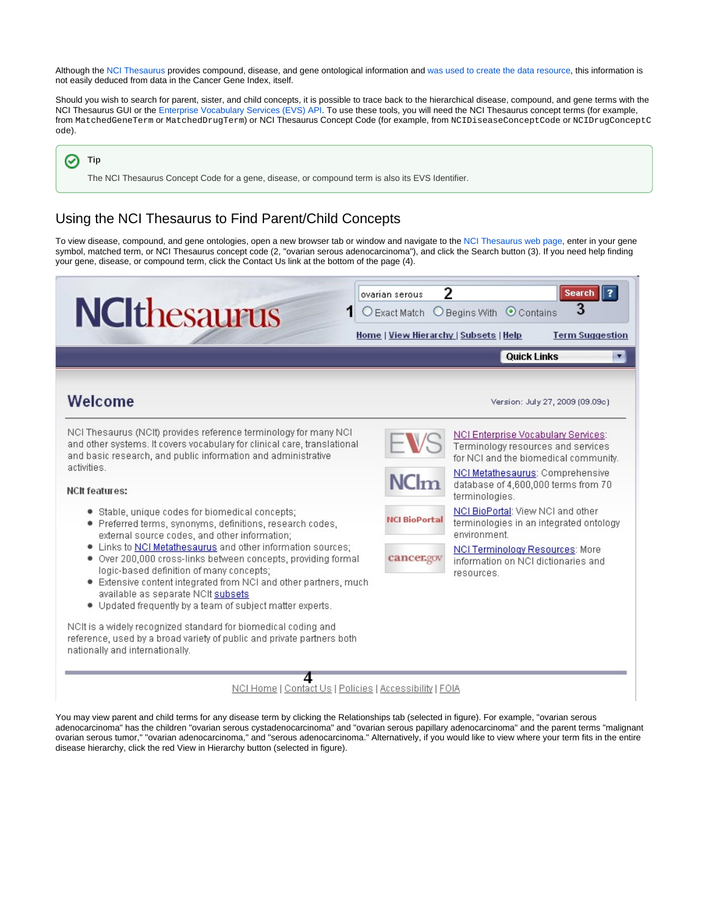Although the NCI Thesaurus provides compound, disease, and gene ontological information and was used to create the data resource, this information is not easily deduced from data in the Cancer Gene Index, itself.

Should you wish to search for parent, sister, and child concepts, it is possible to trace back to the hierarchical disease, compound, and gene terms with the NCI Thesaurus GUI or the Enterprise Vocabulary Services (EVS) API. To use these tools, you will need the NCI Thesaurus concept terms (for example, from `MatchedGeneTerm` or `MatchedDrugTerm`) or NCI Thesaurus Concept Code (for example, from `NCIDiseaseConceptCode` or `NCIDrugConceptCode`).

> **Tip**
>
> The NCI Thesaurus Concept Code for a gene, disease, or compound term is also its EVS Identifier.

## Using the NCI Thesaurus to Find Parent/Child Concepts

To view disease, compound, and gene ontologies, open a new browser tab or window and navigate to the NCI Thesaurus web page, enter in your gene symbol, matched term, or NCI Thesaurus concept code (2, "ovarian serous adenocarcinoma"), and click the Search button (3). If you need help finding your gene, disease, or compound term, click the Contact Us link at the bottom of the page (4).

You may view parent and child terms for any disease term by clicking the Relationships tab (selected in figure). For example, "ovarian serous adenocarcinoma" has the children "ovarian serous cystadenocarcinoma" and "ovarian serous papillary adenocarcinoma" and the parent terms "malignant ovarian serous tumor," "ovarian adenocarcinoma," and "serous adenocarcinoma." Alternatively, if you would like to view where your term fits in the entire disease hierarchy, click the red View in Hierarchy button (selected in figure).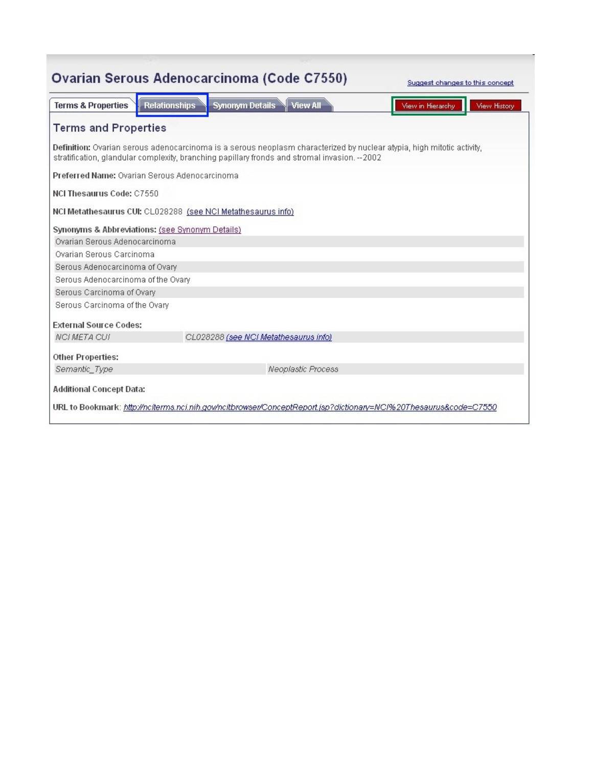# Ovarian Serous Adenocarcinoma (Code C7550)

Suggest changes to this concept

Terms & Properties | Relationships | Synonym Details | View All

View in Hierarchy | View History

## Terms and Properties

**Definition:** Ovarian serous adenocarcinoma is a serous neoplasm characterized by nuclear atypia, high mitotic activity, stratification, glandular complexity, branching papillary fronds and stromal invasion. --2002

**Preferred Name:** Ovarian Serous Adenocarcinoma

**NCI Thesaurus Code:** C7550

**NCI Metathesaurus CUI:** CL028288 (see NCI Metathesaurus info)

**Synonyms & Abbreviations:** (see Synonym Details)

- Ovarian Serous Adenocarcinoma
- Ovarian Serous Carcinoma
- Serous Adenocarcinoma of Ovary
- Serous Adenocarcinoma of the Ovary
- Serous Carcinoma of Ovary
- Serous Carcinoma of the Ovary

**External Source Codes:**

| | |
|---|---|
| *NCI META CUI* | *CL028288 (see NCI Metathesaurus info)* |

**Other Properties:**

| | |
|---|---|
| *Semantic_Type* | *Neoplastic Process* |

**Additional Concept Data:**

**URL to Bookmark:** *http://nciterms.nci.nih.gov/ncitbrowser/ConceptReport.jsp?dictionary=NCI%20Thesaurus&code=C7550*